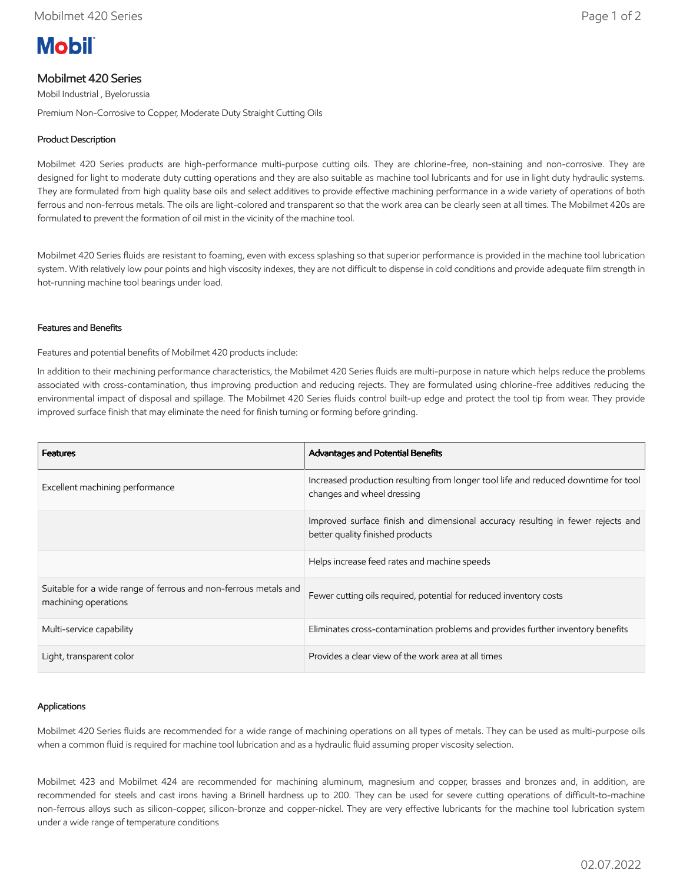# Mobilmet 420 Series

Mobil Industrial , Byelorussia

Premium Non-Corrosive to Copper, Moderate Duty Straight Cutting Oils

## Product Description

Mobilmet 420 Series products are high-performance multi-purpose cutting oils. They are chlorine-free, non-staining and non-corrosive. They are designed for light to moderate duty cutting operations and they are also suitable as machine tool lubricants and for use in light duty hydraulic systems. They are formulated from high quality base oils and select additives to provide effective machining performance in a wide variety of operations of both ferrous and non-ferrous metals. The oils are light-colored and transparent so that the work area can be clearly seen at all times. The Mobilmet 420s are formulated to prevent the formation of oil mist in the vicinity of the machine tool.

Mobilmet 420 Series fluids are resistant to foaming, even with excess splashing so that superior performance is provided in the machine tool lubrication system. With relatively low pour points and high viscosity indexes, they are not difficult to dispense in cold conditions and provide adequate film strength in hot-running machine tool bearings under load.

## Features and Benefits

Features and potential benefits of Mobilmet 420 products include:

In addition to their machining performance characteristics, the Mobilmet 420 Series fluids are multi-purpose in nature which helps reduce the problems associated with cross-contamination, thus improving production and reducing rejects. They are formulated using chlorine-free additives reducing the environmental impact of disposal and spillage. The Mobilmet 420 Series fluids control built-up edge and protect the tool tip from wear. They provide improved surface finish that may eliminate the need for finish turning or forming before grinding.

| Features | Advantages and Potential Benefits |
|---|---|
| Excellent machining performance | Increased production resulting from longer tool life and reduced downtime for tool changes and wheel dressing |
| | Improved surface finish and dimensional accuracy resulting in fewer rejects and better quality finished products |
| | Helps increase feed rates and machine speeds |
| Suitable for a wide range of ferrous and non-ferrous metals and machining operations | Fewer cutting oils required, potential for reduced inventory costs |
| Multi-service capability | Eliminates cross-contamination problems and provides further inventory benefits |
| Light, transparent color | Provides a clear view of the work area at all times |

## Applications

Mobilmet 420 Series fluids are recommended for a wide range of machining operations on all types of metals. They can be used as multi-purpose oils when a common fluid is required for machine tool lubrication and as a hydraulic fluid assuming proper viscosity selection.

Mobilmet 423 and Mobilmet 424 are recommended for machining aluminum, magnesium and copper, brasses and bronzes and, in addition, are recommended for steels and cast irons having a Brinell hardness up to 200. They can be used for severe cutting operations of difficult-to-machine non-ferrous alloys such as silicon-copper, silicon-bronze and copper-nickel. They are very effective lubricants for the machine tool lubrication system under a wide range of temperature conditions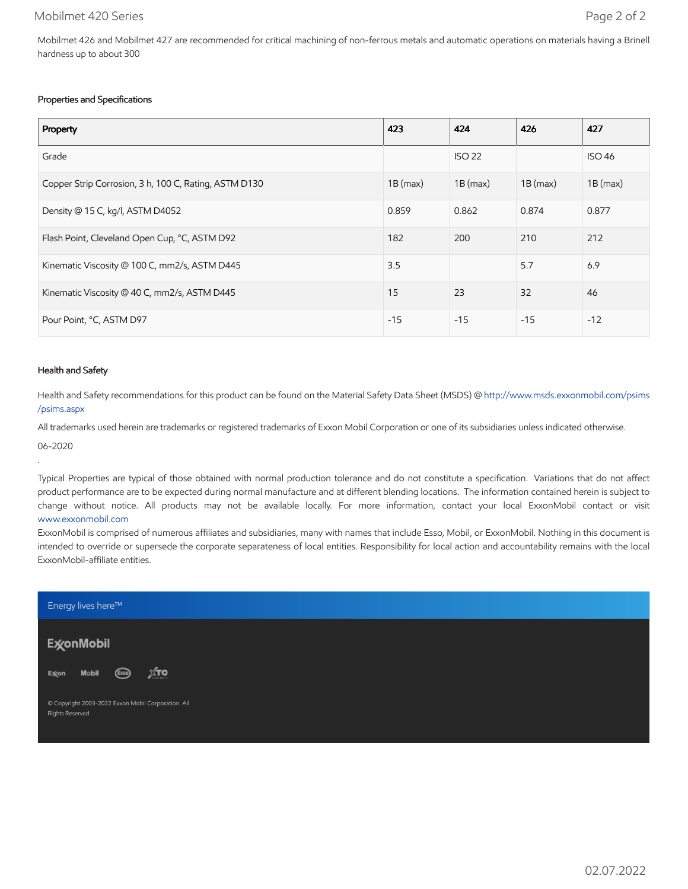Mobilmet 426 and Mobilmet 427 are recommended for critical machining of non-ferrous metals and automatic operations on materials having a Brinell hardness up to about 300

### Properties and Specifications

| Property | 423 | 424 | 426 | 427 |
|---|---|---|---|---|
| Grade | | ISO 22 | | ISO 46 |
| Copper Strip Corrosion, 3 h, 100 C, Rating, ASTM D130 | 1B (max) | 1B (max) | 1B (max) | 1B (max) |
| Density @ 15 C, kg/l, ASTM D4052 | 0.859 | 0.862 | 0.874 | 0.877 |
| Flash Point, Cleveland Open Cup, °C, ASTM D92 | 182 | 200 | 210 | 212 |
| Kinematic Viscosity @ 100 C, mm2/s, ASTM D445 | 3.5 | | 5.7 | 6.9 |
| Kinematic Viscosity @ 40 C, mm2/s, ASTM D445 | 15 | 23 | 32 | 46 |
| Pour Point, °C, ASTM D97 | -15 | -15 | -15 | -12 |

### Health and Safety

Health and Safety recommendations for this product can be found on the Material Safety Data Sheet (MSDS) @ http://www.msds.exxonmobil.com/psims/psims.aspx

All trademarks used herein are trademarks or registered trademarks of Exxon Mobil Corporation or one of its subsidiaries unless indicated otherwise.

06-2020

.

Typical Properties are typical of those obtained with normal production tolerance and do not constitute a specification. Variations that do not affect product performance are to be expected during normal manufacture and at different blending locations. The information contained herein is subject to change without notice. All products may not be available locally. For more information, contact your local ExxonMobil contact or visit www.exxonmobil.com

ExxonMobil is comprised of numerous affiliates and subsidiaries, many with names that include Esso, Mobil, or ExxonMobil. Nothing in this document is intended to override or supersede the corporate separateness of local entities. Responsibility for local action and accountability remains with the local ExxonMobil-affiliate entities.

Energy lives here™

ExxonMobil

Exxon Mobil Esso XTO

© Copyright 2003-2022 Exxon Mobil Corporation. All Rights Reserved